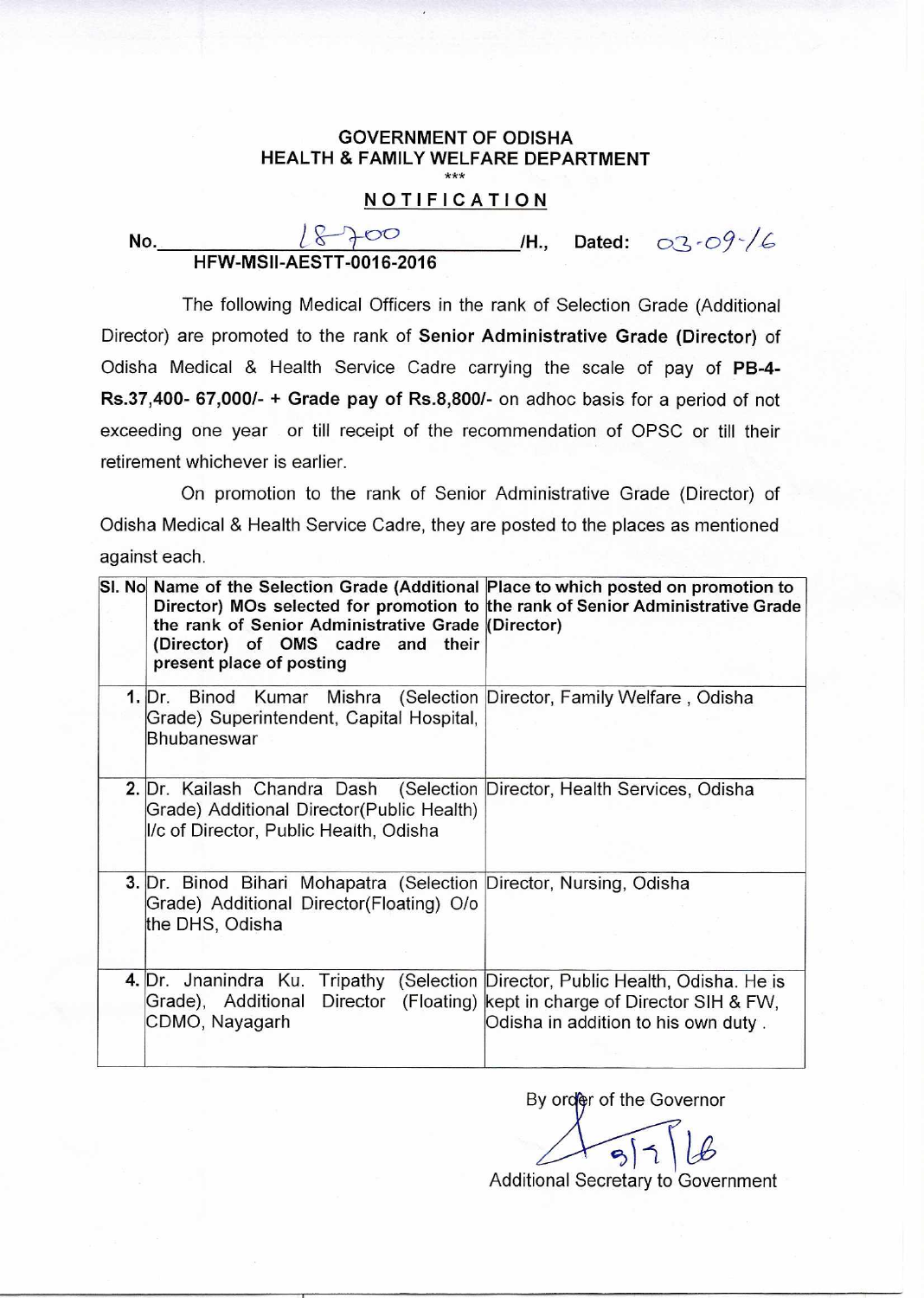**GOVERNMENT OF ODISHA**
**HEALTH & FAMILY WELFARE DEPARTMENT**

\*\*\*

**NOTIFICATION**

No. 18700 /H., Dated: 03-09-16
**HFW-MSII-AESTT-0016-2016**

The following Medical Officers in the rank of Selection Grade (Additional Director) are promoted to the rank of **Senior Administrative Grade (Director)** of Odisha Medical & Health Service Cadre carrying the scale of pay of **PB-4-Rs.37,400- 67,000/- + Grade pay of Rs.8,800/-** on adhoc basis for a period of not exceeding one year or till receipt of the recommendation of OPSC or till their retirement whichever is earlier.

On promotion to the rank of Senior Administrative Grade (Director) of Odisha Medical & Health Service Cadre, they are posted to the places as mentioned against each.

| Sl. No | Name of the Selection Grade (Additional Director) MOs selected for promotion to the rank of Senior Administrative Grade (Director) of OMS cadre and their present place of posting | Place to which posted on promotion to the rank of Senior Administrative Grade (Director) |
|---|---|---|
| 1. | Dr. Binod Kumar Mishra (Selection Grade) Superintendent, Capital Hospital, Bhubaneswar | Director, Family Welfare , Odisha |
| 2. | Dr. Kailash Chandra Dash (Selection Grade) Additional Director(Public Health) I/c of Director, Public Health, Odisha | Director, Health Services, Odisha |
| 3. | Dr. Binod Bihari Mohapatra (Selection Grade) Additional Director(Floating) O/o the DHS, Odisha | Director, Nursing, Odisha |
| 4. | Dr. Jnanindra Ku. Tripathy (Selection Grade), Additional Director (Floating) CDMO, Nayagarh | Director, Public Health, Odisha. He is kept in charge of Director SIH & FW, Odisha in addition to his own duty . |

By order of the Governor

3/9/16

Additional Secretary to Government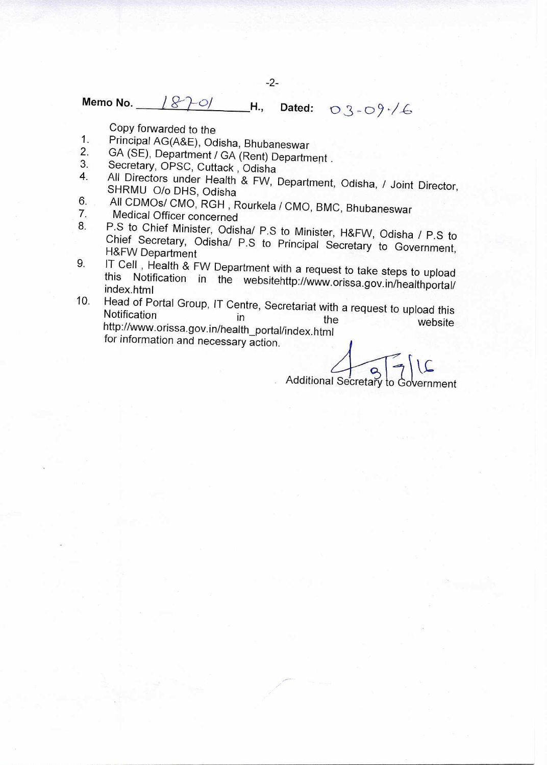Memo No. 18701 H., Dated: 03-09-16

Copy forwarded to the

1. Principal AG(A&E), Odisha, Bhubaneswar
2. GA (SE), Department / GA (Rent) Department .
3. Secretary, OPSC, Cuttack , Odisha
4. All Directors under Health & FW, Department, Odisha, / Joint Director, SHRMU O/o DHS, Odisha
6. All CDMOs/ CMO, RGH , Rourkela / CMO, BMC, Bhubaneswar
7. Medical Officer concerned
8. P.S to Chief Minister, Odisha/ P.S to Minister, H&FW, Odisha / P.S to Chief Secretary, Odisha/ P.S to Principal Secretary to Government, H&FW Department
9. IT Cell , Health & FW Department with a request to take steps to upload this Notification in the websitehttp://www.orissa.gov.in/healthportal/index.html
10. Head of Portal Group, IT Centre, Secretariat with a request to upload this Notification in the website http://www.orissa.gov.in/health_portal/index.html

for information and necessary action.

3/9/16

Additional Secretary to Government